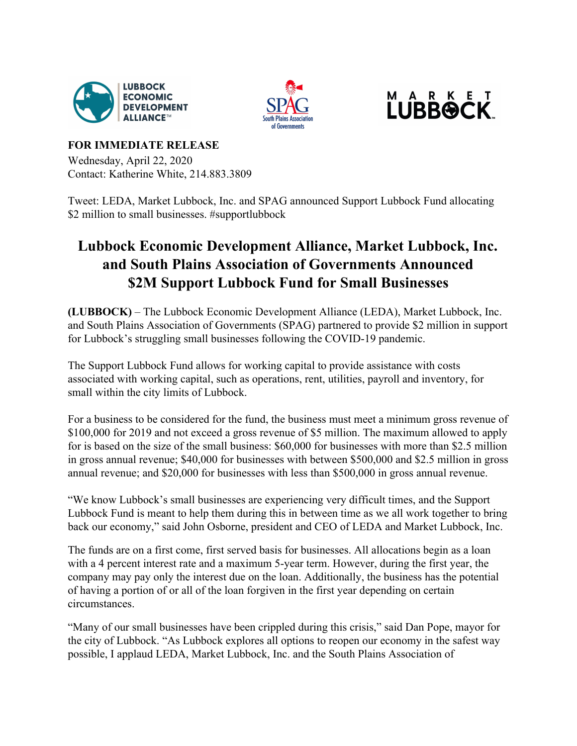**FOR IMMEDIATE RELEASE**
Wednesday, April 22, 2020
Contact: Katherine White, 214.883.3809

Tweet: LEDA, Market Lubbock, Inc. and SPAG announced Support Lubbock Fund allocating $2 million to small businesses. #supportlubbock

# Lubbock Economic Development Alliance, Market Lubbock, Inc. and South Plains Association of Governments Announced $2M Support Lubbock Fund for Small Businesses

**(LUBBOCK)** – The Lubbock Economic Development Alliance (LEDA), Market Lubbock, Inc. and South Plains Association of Governments (SPAG) partnered to provide $2 million in support for Lubbock's struggling small businesses following the COVID-19 pandemic.

The Support Lubbock Fund allows for working capital to provide assistance with costs associated with working capital, such as operations, rent, utilities, payroll and inventory, for small within the city limits of Lubbock.

For a business to be considered for the fund, the business must meet a minimum gross revenue of $100,000 for 2019 and not exceed a gross revenue of $5 million. The maximum allowed to apply for is based on the size of the small business: $60,000 for businesses with more than $2.5 million in gross annual revenue; $40,000 for businesses with between $500,000 and $2.5 million in gross annual revenue; and $20,000 for businesses with less than $500,000 in gross annual revenue.

"We know Lubbock's small businesses are experiencing very difficult times, and the Support Lubbock Fund is meant to help them during this in between time as we all work together to bring back our economy," said John Osborne, president and CEO of LEDA and Market Lubbock, Inc.

The funds are on a first come, first served basis for businesses. All allocations begin as a loan with a 4 percent interest rate and a maximum 5-year term. However, during the first year, the company may pay only the interest due on the loan. Additionally, the business has the potential of having a portion of or all of the loan forgiven in the first year depending on certain circumstances.

"Many of our small businesses have been crippled during this crisis," said Dan Pope, mayor for the city of Lubbock. "As Lubbock explores all options to reopen our economy in the safest way possible, I applaud LEDA, Market Lubbock, Inc. and the South Plains Association of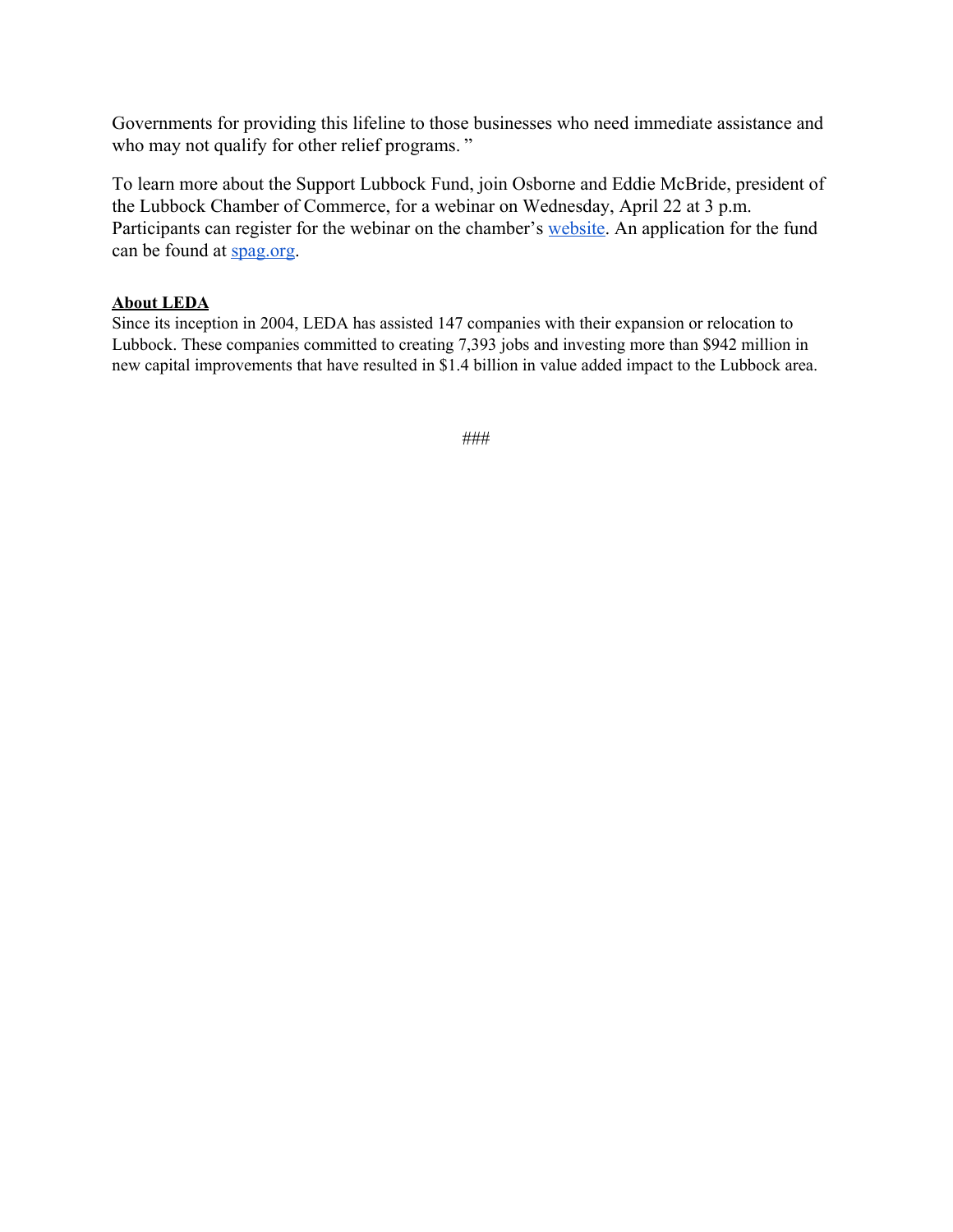Governments for providing this lifeline to those businesses who need immediate assistance and who may not qualify for other relief programs. "

To learn more about the Support Lubbock Fund, join Osborne and Eddie McBride, president of the Lubbock Chamber of Commerce, for a webinar on Wednesday, April 22 at 3 p.m. Participants can register for the webinar on the chamber's website. An application for the fund can be found at spag.org.

**About LEDA**

Since its inception in 2004, LEDA has assisted 147 companies with their expansion or relocation to Lubbock. These companies committed to creating 7,393 jobs and investing more than $942 million in new capital improvements that have resulted in $1.4 billion in value added impact to the Lubbock area.

###